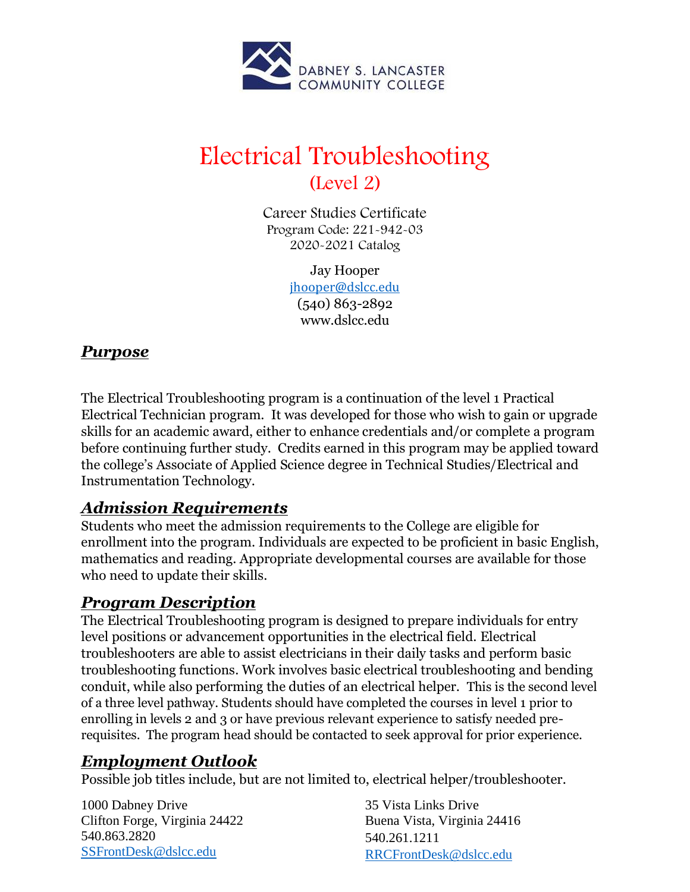DABNEY S. LANCASTER COMMUNITY COLLEGE

# Electrical Troubleshooting
## (Level 2)

Career Studies Certificate
Program Code: 221-942-03
2020-2021 Catalog

Jay Hooper
jhooper@dslcc.edu
(540) 863-2892
www.dslcc.edu

## ***Purpose***

The Electrical Troubleshooting program is a continuation of the level 1 Practical Electrical Technician program. It was developed for those who wish to gain or upgrade skills for an academic award, either to enhance credentials and/or complete a program before continuing further study. Credits earned in this program may be applied toward the college's Associate of Applied Science degree in Technical Studies/Electrical and Instrumentation Technology.

## ***Admission Requirements***

Students who meet the admission requirements to the College are eligible for enrollment into the program. Individuals are expected to be proficient in basic English, mathematics and reading. Appropriate developmental courses are available for those who need to update their skills.

## ***Program Description***

The Electrical Troubleshooting program is designed to prepare individuals for entry level positions or advancement opportunities in the electrical field. Electrical troubleshooters are able to assist electricians in their daily tasks and perform basic troubleshooting functions. Work involves basic electrical troubleshooting and bending conduit, while also performing the duties of an electrical helper. This is the second level of a three level pathway. Students should have completed the courses in level 1 prior to enrolling in levels 2 and 3 or have previous relevant experience to satisfy needed pre-requisites. The program head should be contacted to seek approval for prior experience.

## ***Employment Outlook***

Possible job titles include, but are not limited to, electrical helper/troubleshooter.

1000 Dabney Drive
Clifton Forge, Virginia 24422
540.863.2820
SSFrontDesk@dslcc.edu

35 Vista Links Drive
Buena Vista, Virginia 24416
540.261.1211
RRCFrontDesk@dslcc.edu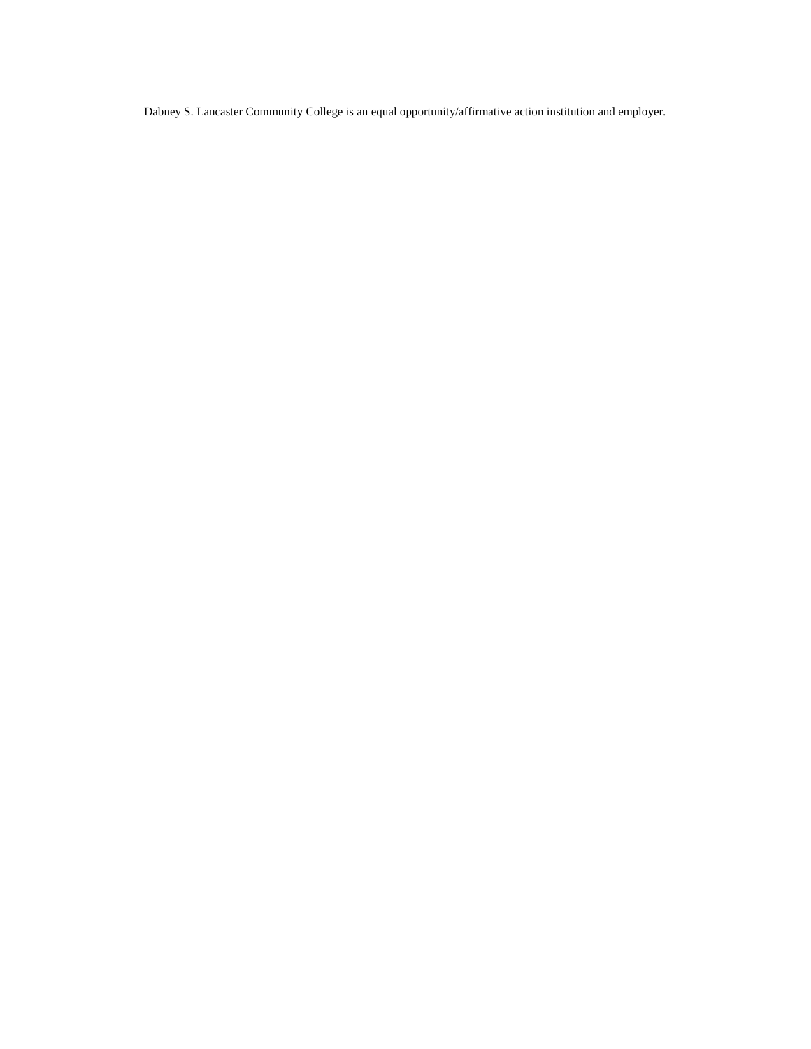Dabney S. Lancaster Community College is an equal opportunity/affirmative action institution and employer.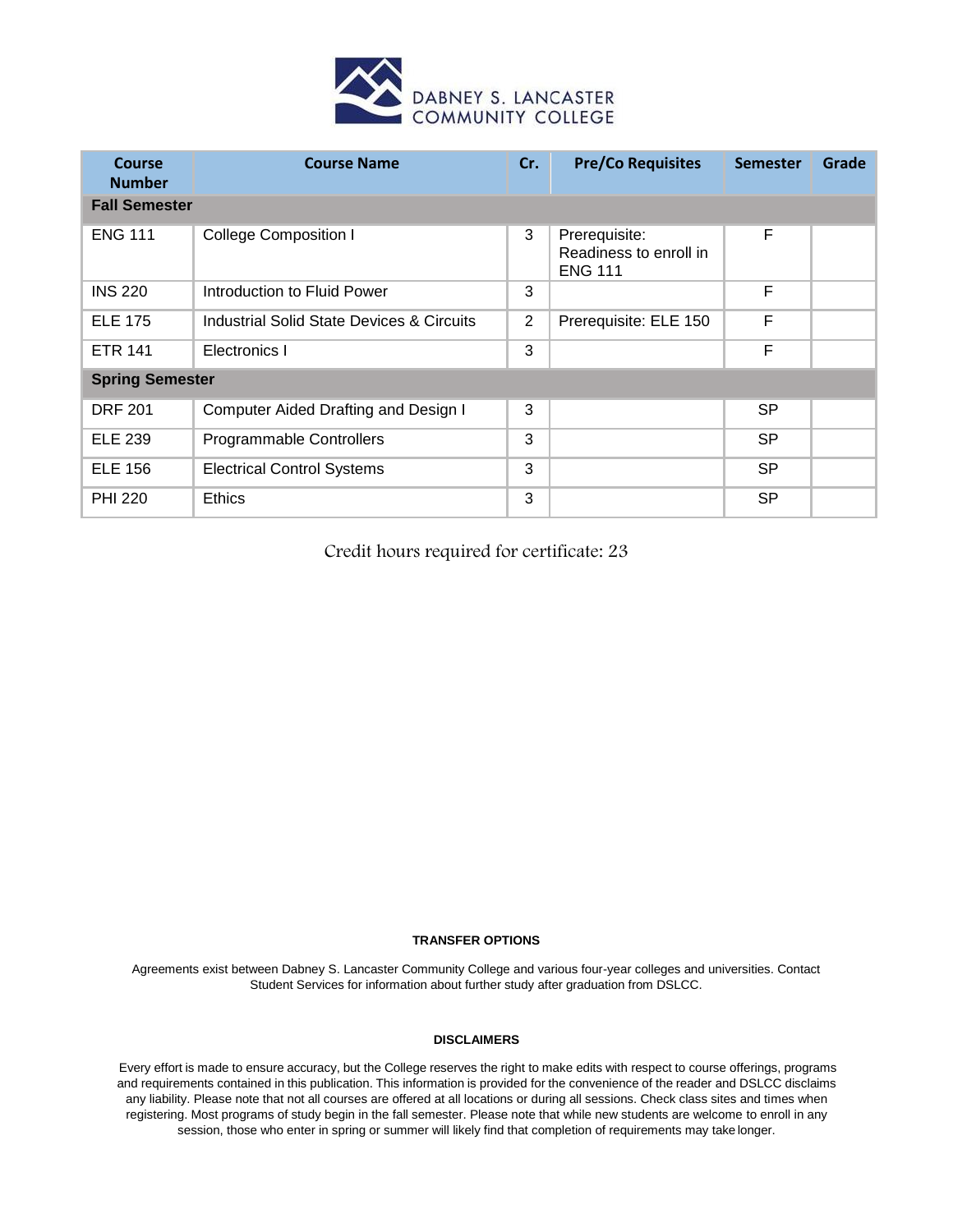DABNEY S. LANCASTER COMMUNITY COLLEGE

| Course Number | Course Name | Cr. | Pre/Co Requisites | Semester | Grade |
|---|---|---|---|---|---|
| **Fall Semester** | | | | | |
| ENG 111 | College Composition I | 3 | Prerequisite: Readiness to enroll in ENG 111 | F | |
| INS 220 | Introduction to Fluid Power | 3 | | F | |
| ELE 175 | Industrial Solid State Devices & Circuits | 2 | Prerequisite: ELE 150 | F | |
| ETR 141 | Electronics I | 3 | | F | |
| **Spring Semester** | | | | | |
| DRF 201 | Computer Aided Drafting and Design I | 3 | | SP | |
| ELE 239 | Programmable Controllers | 3 | | SP | |
| ELE 156 | Electrical Control Systems | 3 | | SP | |
| PHI 220 | Ethics | 3 | | SP | |

Credit hours required for certificate: 23

**TRANSFER OPTIONS**

Agreements exist between Dabney S. Lancaster Community College and various four-year colleges and universities. Contact Student Services for information about further study after graduation from DSLCC.

**DISCLAIMERS**

Every effort is made to ensure accuracy, but the College reserves the right to make edits with respect to course offerings, programs and requirements contained in this publication. This information is provided for the convenience of the reader and DSLCC disclaims any liability. Please note that not all courses are offered at all locations or during all sessions. Check class sites and times when registering. Most programs of study begin in the fall semester. Please note that while new students are welcome to enroll in any session, those who enter in spring or summer will likely find that completion of requirements may take longer.